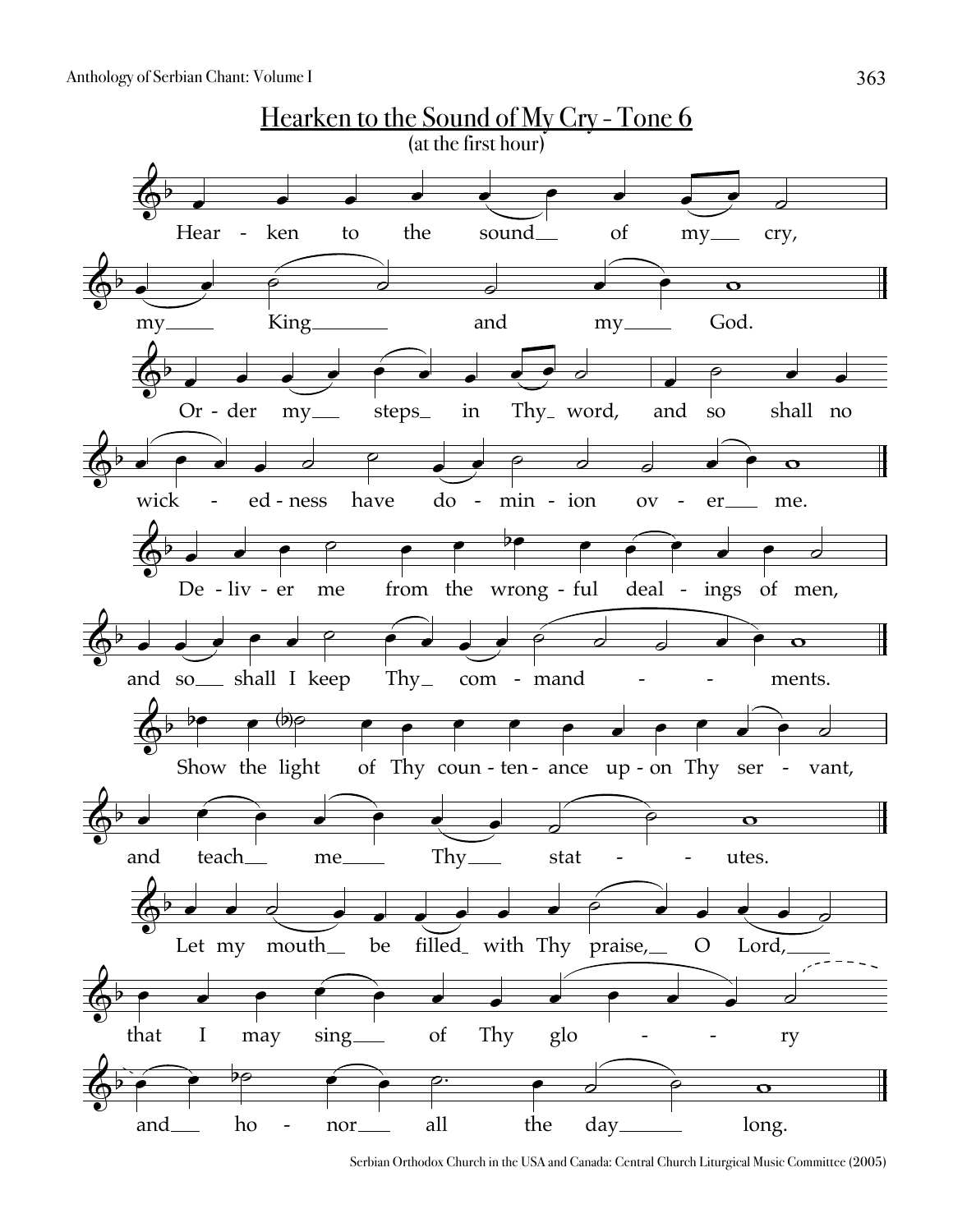## Hearken to the Sound of My Cry - Tone 6

(at the first hour)

Hear - ken to the sound of my cry,

my King and my God.

Or - der my steps in Thy word, and so shall no

wick - ed - ness have do - min - ion ov - er me.

De - liv - er me from the wrong - ful deal - ings of men,

and so shall I keep Thy com - mand - - ments.

Show the light of Thy coun - ten - ance up - on Thy ser - vant,

and teach me Thy stat - - utes.

Let my mouth be filled with Thy praise, O Lord,

that I may sing of Thy glo - - ry

and ho - nor all the day long.

Serbian Orthodox Church in the USA and Canada: Central Church Liturgical Music Committee (2005)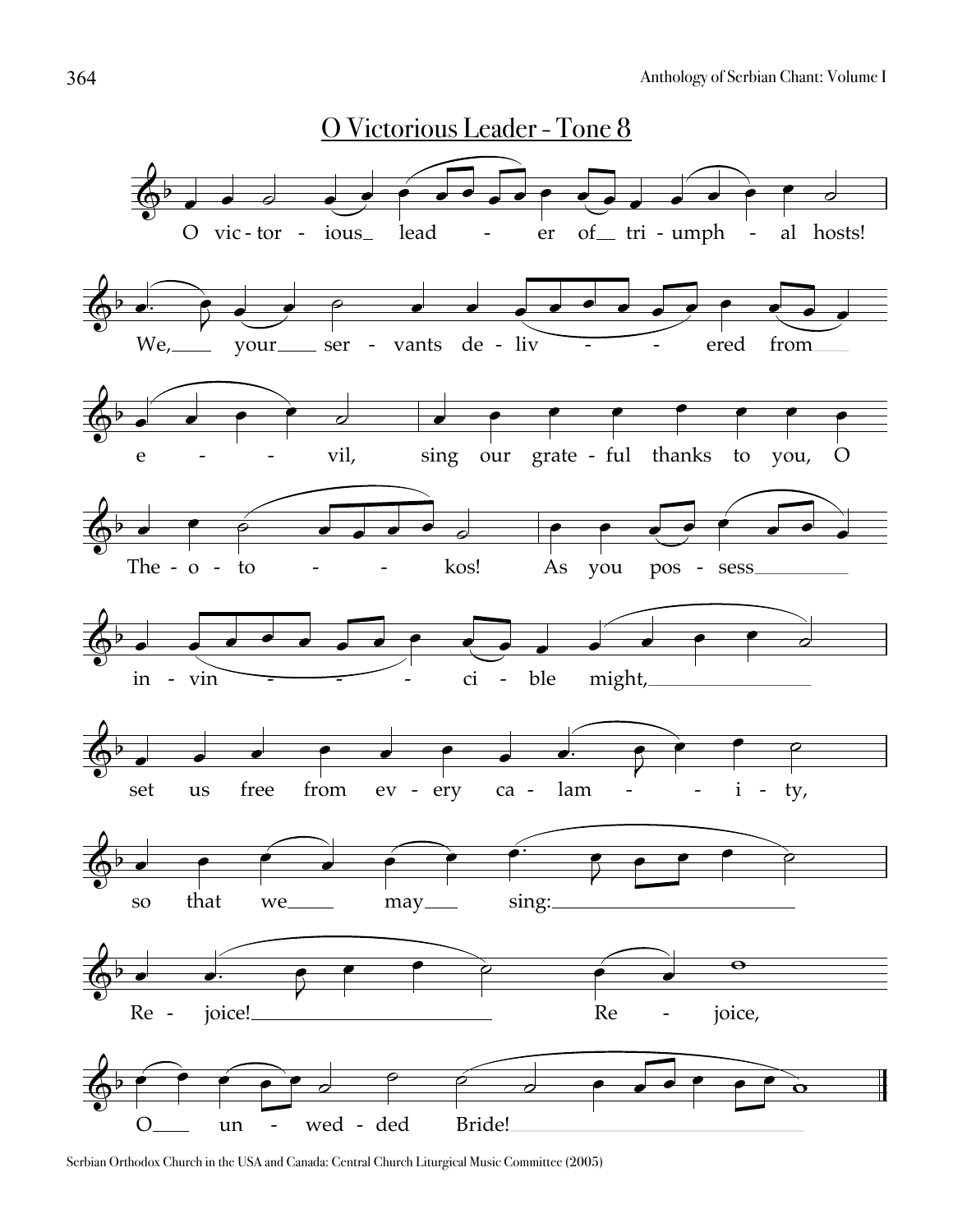## O Victorious Leader - Tone 8

O vic - tor - ious lead - er of tri - umph - al hosts!

We, your ser - vants de - liv - ered from e - vil, sing our grate - ful thanks to you, O

The - o - to - kos! As you pos - sess in - vin - ci - ble might,

set us free from ev - ery ca - lam - i - ty,

so that we may sing:

Re - joice! Re - joice,

O un - wed - ded Bride!

Serbian Orthodox Church in the USA and Canada: Central Church Liturgical Music Committee (2005)